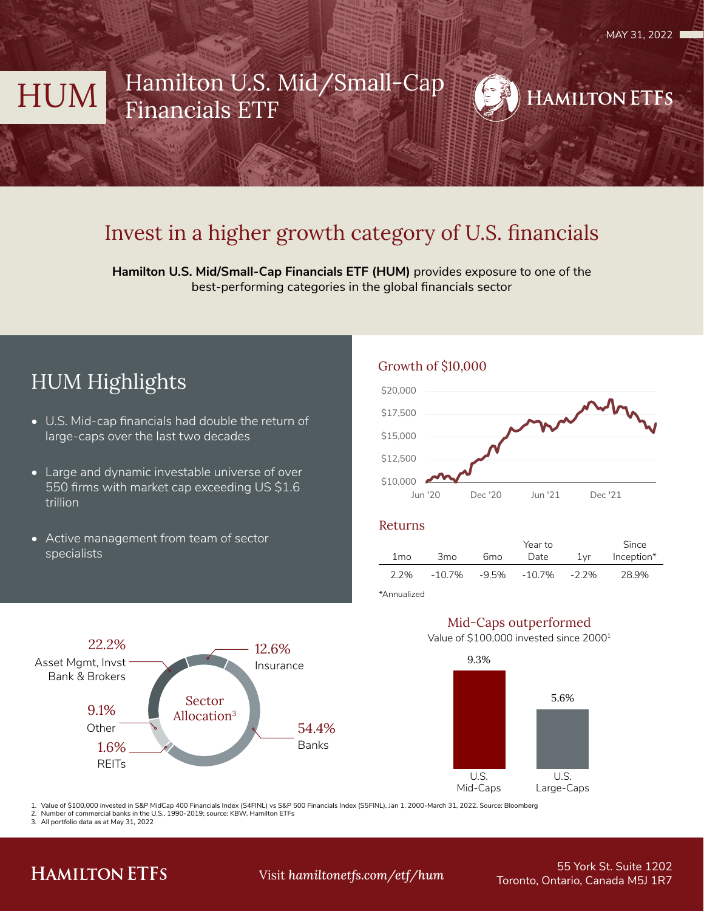MAY 31, 2022

# HUM Hamilton U.S. Mid/Small-Cap Financials ETF

HAMILTON ETFs

## Invest in a higher growth category of U.S. financials

**Hamilton U.S. Mid/Small-Cap Financials ETF (HUM)** provides exposure to one of the best-performing categories in the global financials sector

## HUM Highlights

- U.S. Mid-cap financials had double the return of large-caps over the last two decades
- Large and dynamic investable universe of over 550 firms with market cap exceeding US $1.6 trillion
- Active management from team of sector specialists

### Growth of $10,000

$20,000
$17,500
$15,000
$12,500
$10,000

Jun '20 Dec '20 Jun '21 Dec '21

### Returns

| 1mo | 3mo | 6mo | Year to Date | 1yr | Since Inception* |
|---|---|---|---|---|---|
| 2.2% | -10.7% | -9.5% | -10.7% | -2.2% | 28.9% |

*Annualized

### Sector Allocation[3]

- 22.2% Asset Mgmt, Invst Bank & Brokers
- 12.6% Insurance
- 9.1% Other
- 1.6% REITs
- 54.4% Banks

### Mid-Caps outperformed

Value of $100,000 invested since 2000[1]

- U.S. Mid-Caps: 9.3%
- U.S. Large-Caps: 5.6%

1. Value of $100,000 invested in S&P MidCap 400 Financials Index (S4FINL) vs S&P 500 Financials Index (S5FINL), Jan 1, 2000-March 31, 2022. Source: Bloomberg
2. Number of commercial banks in the U.S., 1990-2019; source: KBW, Hamilton ETFs
3. All portfolio data as at May 31, 2022

HAMILTON ETFs

Visit *hamiltonetfs.com/etf/hum*

55 York St. Suite 1202
Toronto, Ontario, Canada M5J 1R7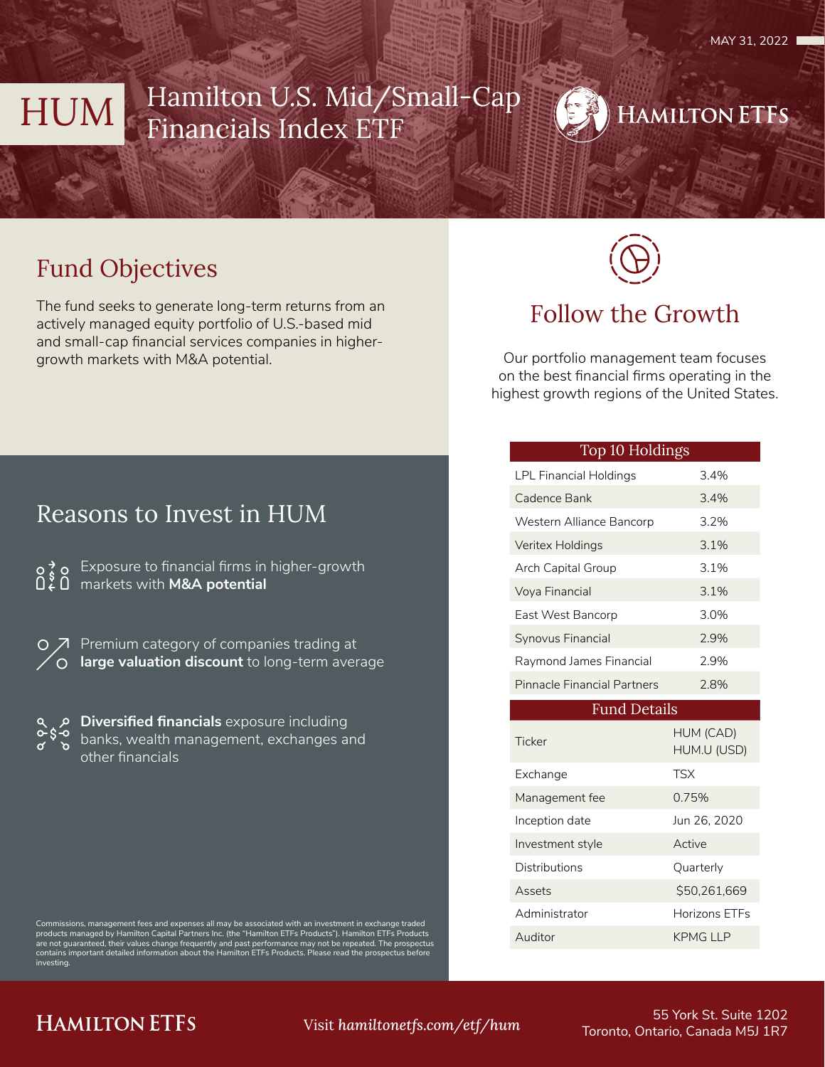MAY 31, 2022

# HUM Hamilton U.S. Mid/Small-Cap Financials Index ETF

HAMILTON ETFS

## Fund Objectives

The fund seeks to generate long-term returns from an actively managed equity portfolio of U.S.-based mid and small-cap financial services companies in higher-growth markets with M&A potential.

## Follow the Growth

Our portfolio management team focuses on the best financial firms operating in the highest growth regions of the United States.

## Reasons to Invest in HUM

- Exposure to financial firms in higher-growth markets with **M&A potential**
- Premium category of companies trading at **large valuation discount** to long-term average
- **Diversified financials** exposure including banks, wealth management, exchanges and other financials

| Top 10 Holdings | |
|---|---|
| LPL Financial Holdings | 3.4% |
| Cadence Bank | 3.4% |
| Western Alliance Bancorp | 3.2% |
| Veritex Holdings | 3.1% |
| Arch Capital Group | 3.1% |
| Voya Financial | 3.1% |
| East West Bancorp | 3.0% |
| Synovus Financial | 2.9% |
| Raymond James Financial | 2.9% |
| Pinnacle Financial Partners | 2.8% |

| Fund Details | |
|---|---|
| Ticker | HUM (CAD) HUM.U (USD) |
| Exchange | TSX |
| Management fee | 0.75% |
| Inception date | Jun 26, 2020 |
| Investment style | Active |
| Distributions | Quarterly |
| Assets | $50,261,669 |
| Administrator | Horizons ETFs |
| Auditor | KPMG LLP |

Commissions, management fees and expenses all may be associated with an investment in exchange traded products managed by Hamilton Capital Partners Inc. (the "Hamilton ETFs Products"). Hamilton ETFs Products are not guaranteed, their values change frequently and past performance may not be repeated. The prospectus contains important detailed information about the Hamilton ETFs Products. Please read the prospectus before investing.

HAMILTON ETFS

Visit *hamiltonetfs.com/etf/hum*

55 York St. Suite 1202
Toronto, Ontario, Canada M5J 1R7